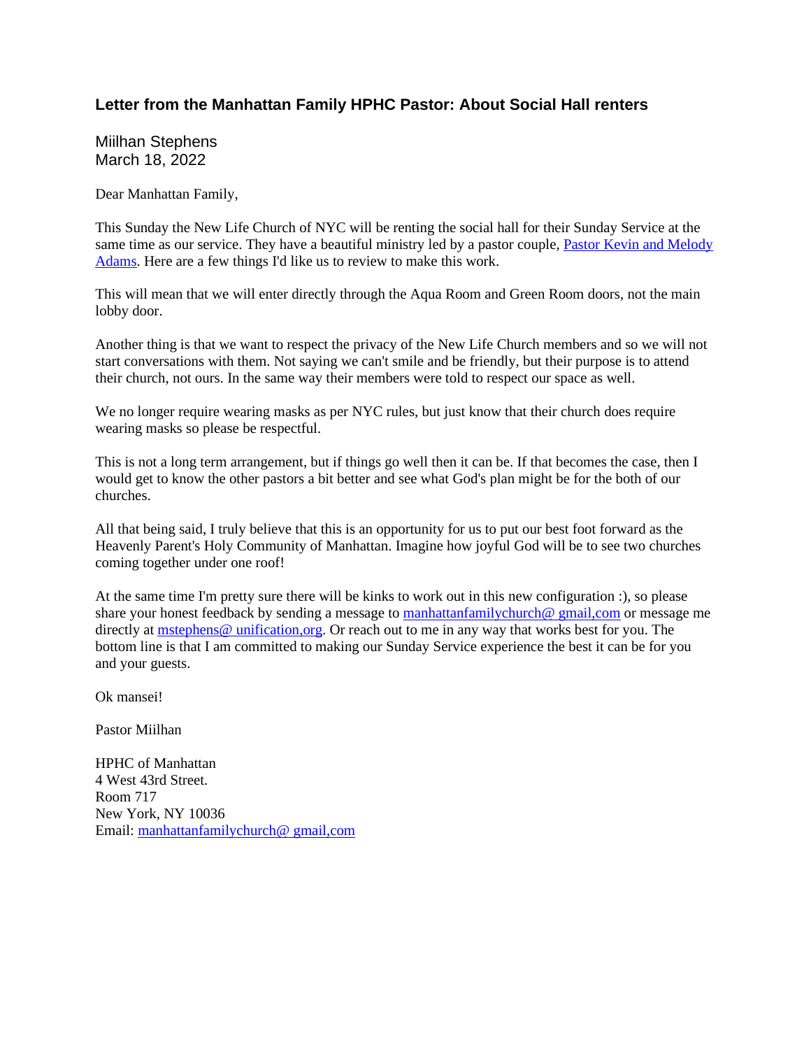### Letter from the Manhattan Family HPHC Pastor: About Social Hall renters

Miilhan Stephens
March 18, 2022

Dear Manhattan Family,

This Sunday the New Life Church of NYC will be renting the social hall for their Sunday Service at the same time as our service. They have a beautiful ministry led by a pastor couple, Pastor Kevin and Melody Adams. Here are a few things I'd like us to review to make this work.

This will mean that we will enter directly through the Aqua Room and Green Room doors, not the main lobby door.

Another thing is that we want to respect the privacy of the New Life Church members and so we will not start conversations with them. Not saying we can't smile and be friendly, but their purpose is to attend their church, not ours. In the same way their members were told to respect our space as well.

We no longer require wearing masks as per NYC rules, but just know that their church does require wearing masks so please be respectful.

This is not a long term arrangement, but if things go well then it can be. If that becomes the case, then I would get to know the other pastors a bit better and see what God's plan might be for the both of our churches.

All that being said, I truly believe that this is an opportunity for us to put our best foot forward as the Heavenly Parent's Holy Community of Manhattan. Imagine how joyful God will be to see two churches coming together under one roof!

At the same time I'm pretty sure there will be kinks to work out in this new configuration :), so please share your honest feedback by sending a message to manhattanfamilychurch@ gmail,com or message me directly at mstephens@ unification,org. Or reach out to me in any way that works best for you. The bottom line is that I am committed to making our Sunday Service experience the best it can be for you and your guests.

Ok mansei!

Pastor Miilhan

HPHC of Manhattan
4 West 43rd Street.
Room 717
New York, NY 10036
Email: manhattanfamilychurch@ gmail,com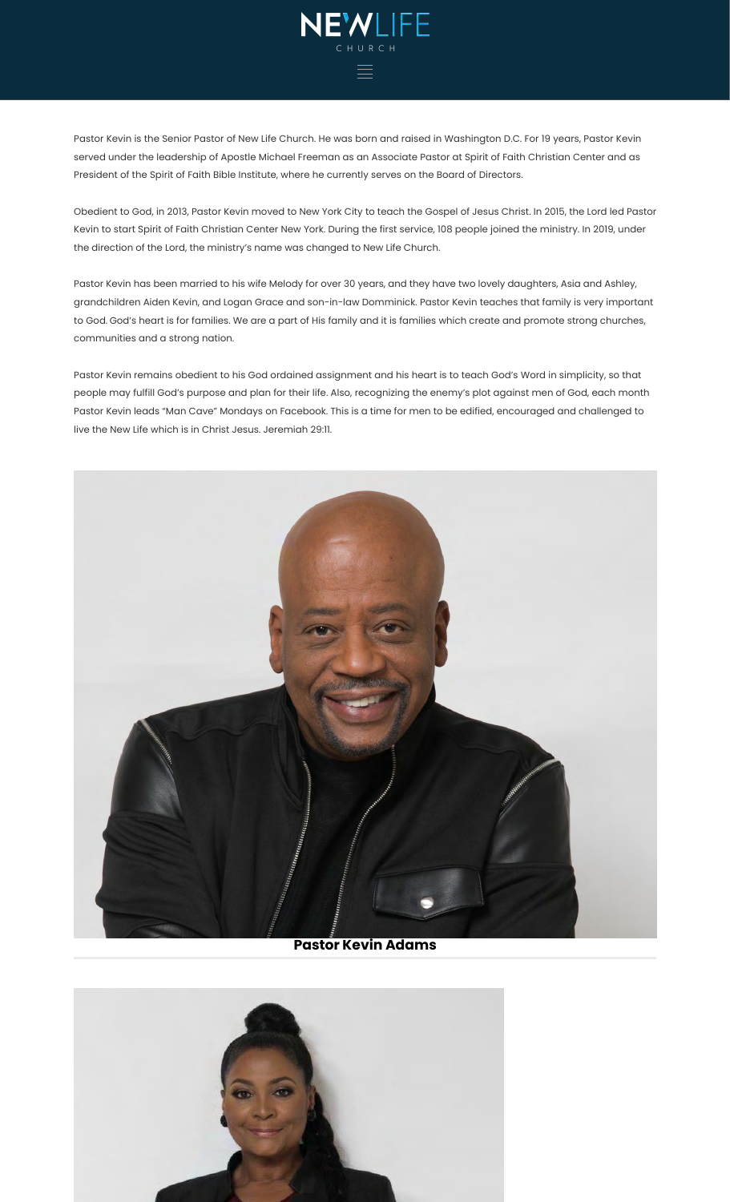Pastor Kevin is the Senior Pastor of New Life Church. He was born and raised in Washington D.C. For 19 years, Pastor Kevin served under the leadership of Apostle Michael Freeman as an Associate Pastor at Spirit of Faith Christian Center and as President of the Spirit of Faith Bible Institute, where he currently serves on the Board of Directors.

Obedient to God, in 2013, Pastor Kevin moved to New York City to teach the Gospel of Jesus Christ. In 2015, the Lord led Pastor Kevin to start Spirit of Faith Christian Center New York. During the first service, 108 people joined the ministry. In 2019, under the direction of the Lord, the ministry's name was changed to New Life Church.

Pastor Kevin has been married to his wife Melody for over 30 years, and they have two lovely daughters, Asia and Ashley, grandchildren Aiden Kevin, and Logan Grace and son-in-law Dominick. Pastor Kevin teaches that family is very important to God. God's heart is for families. We are a part of His family and it is families which create and promote strong churches, communities and a strong nation.

Pastor Kevin remains obedient to his God ordained assignment and his heart is to teach God's Word in simplicity, so that people may fulfill God's purpose and plan for their life. Also, recognizing the enemy's plot against men of God, each month Pastor Kevin leads "Man Cave" Mondays on Facebook. This is a time for men to be edified, encouraged and challenged to live the New Life which is in Christ Jesus. Jeremiah 29:11.

**Pastor Kevin Adams**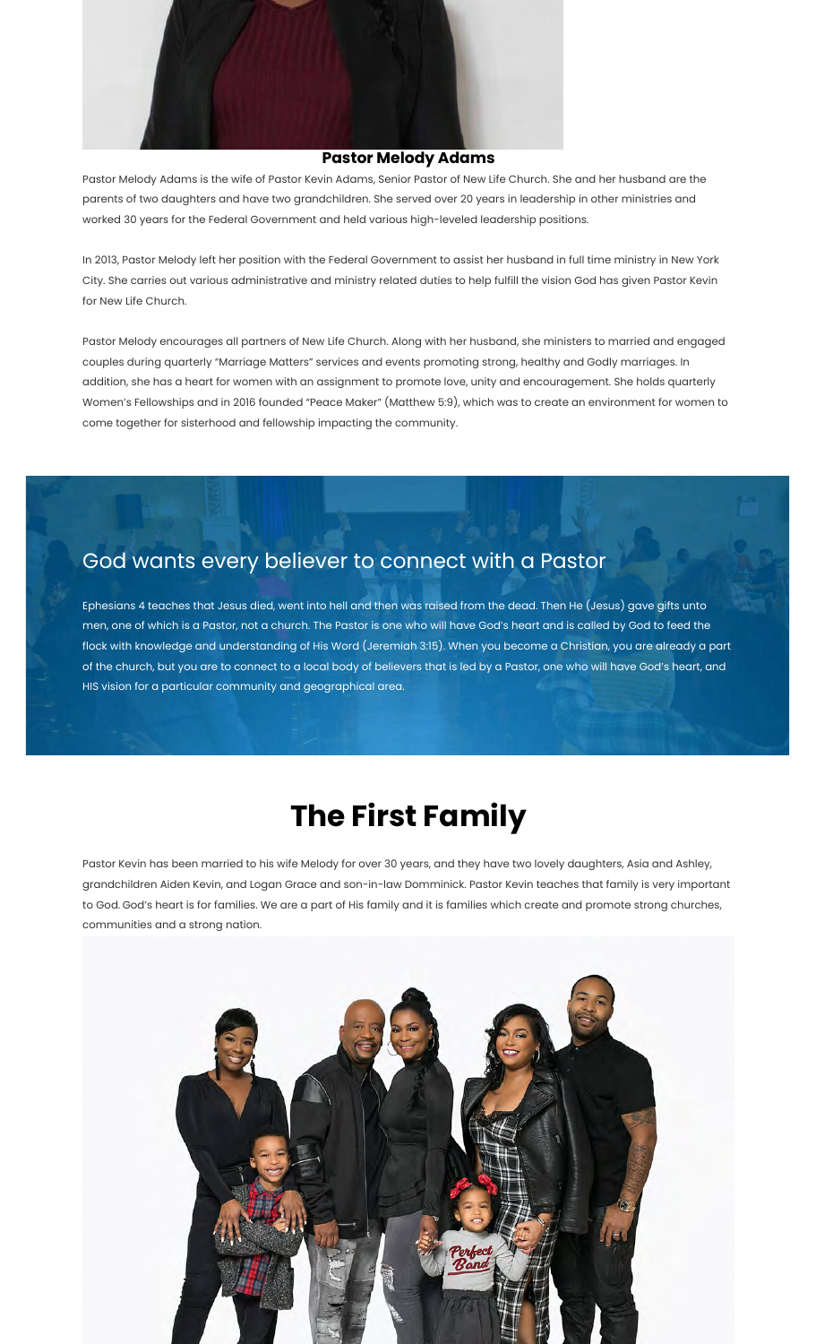**Pastor Melody Adams**

Pastor Melody Adams is the wife of Pastor Kevin Adams, Senior Pastor of New Life Church. She and her husband are the parents of two daughters and have two grandchildren. She served over 20 years in leadership in other ministries and worked 30 years for the Federal Government and held various high-leveled leadership positions.

In 2013, Pastor Melody left her position with the Federal Government to assist her husband in full time ministry in New York City. She carries out various administrative and ministry related duties to help fulfill the vision God has given Pastor Kevin for New Life Church.

Pastor Melody encourages all partners of New Life Church. Along with her husband, she ministers to married and engaged couples during quarterly "Marriage Matters" services and events promoting strong, healthy and Godly marriages. In addition, she has a heart for women with an assignment to promote love, unity and encouragement. She holds quarterly Women's Fellowships and in 2016 founded "Peace Maker" (Matthew 5:9), which was to create an environment for women to come together for sisterhood and fellowship impacting the community.

## God wants every believer to connect with a Pastor

Ephesians 4 teaches that Jesus died, went into hell and then was raised from the dead. Then He (Jesus) gave gifts unto men, one of which is a Pastor, not a church. The Pastor is one who will have God's heart and is called by God to feed the flock with knowledge and understanding of His Word (Jeremiah 3:15). When you become a Christian, you are already a part of the church, but you are to connect to a local body of believers that is led by a Pastor, one who will have God's heart, and HIS vision for a particular community and geographical area.

# The First Family

Pastor Kevin has been married to his wife Melody for over 30 years, and they have two lovely daughters, Asia and Ashley, grandchildren Aiden Kevin, and Logan Grace and son-in-law Domminick. Pastor Kevin teaches that family is very important to God. God's heart is for families. We are a part of His family and it is families which create and promote strong churches, communities and a strong nation.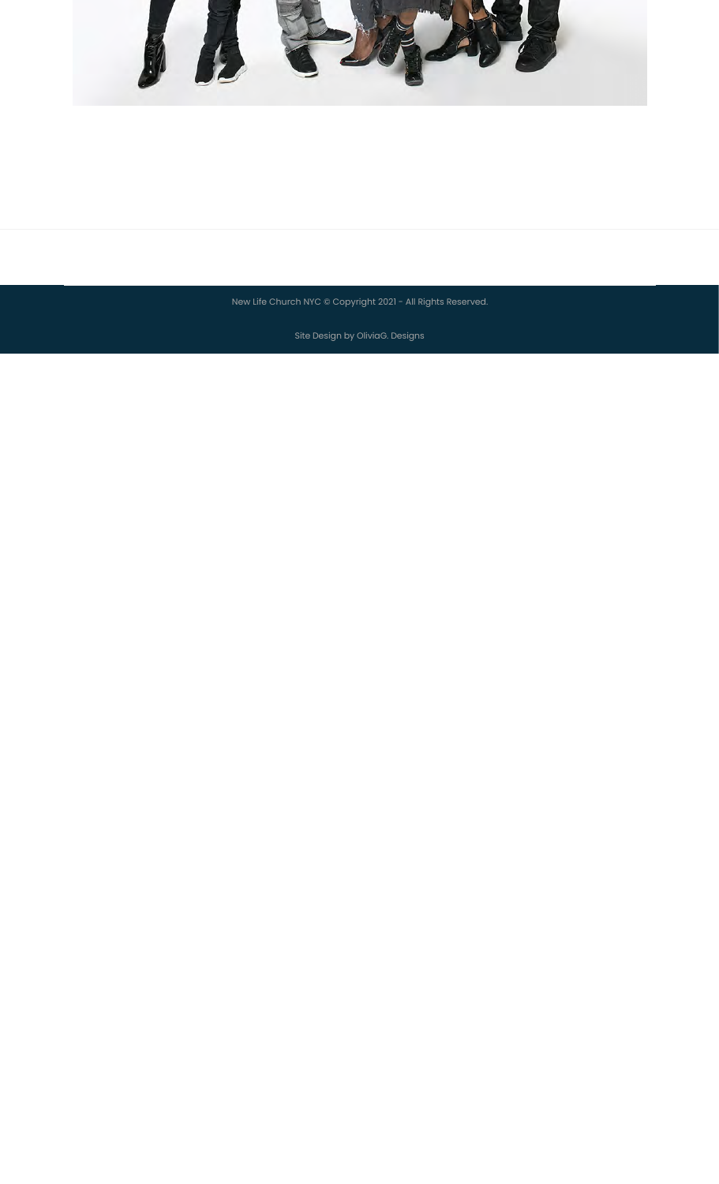New Life Church NYC © Copyright 2021 - All Rights Reserved.

Site Design by OliviaG. Designs